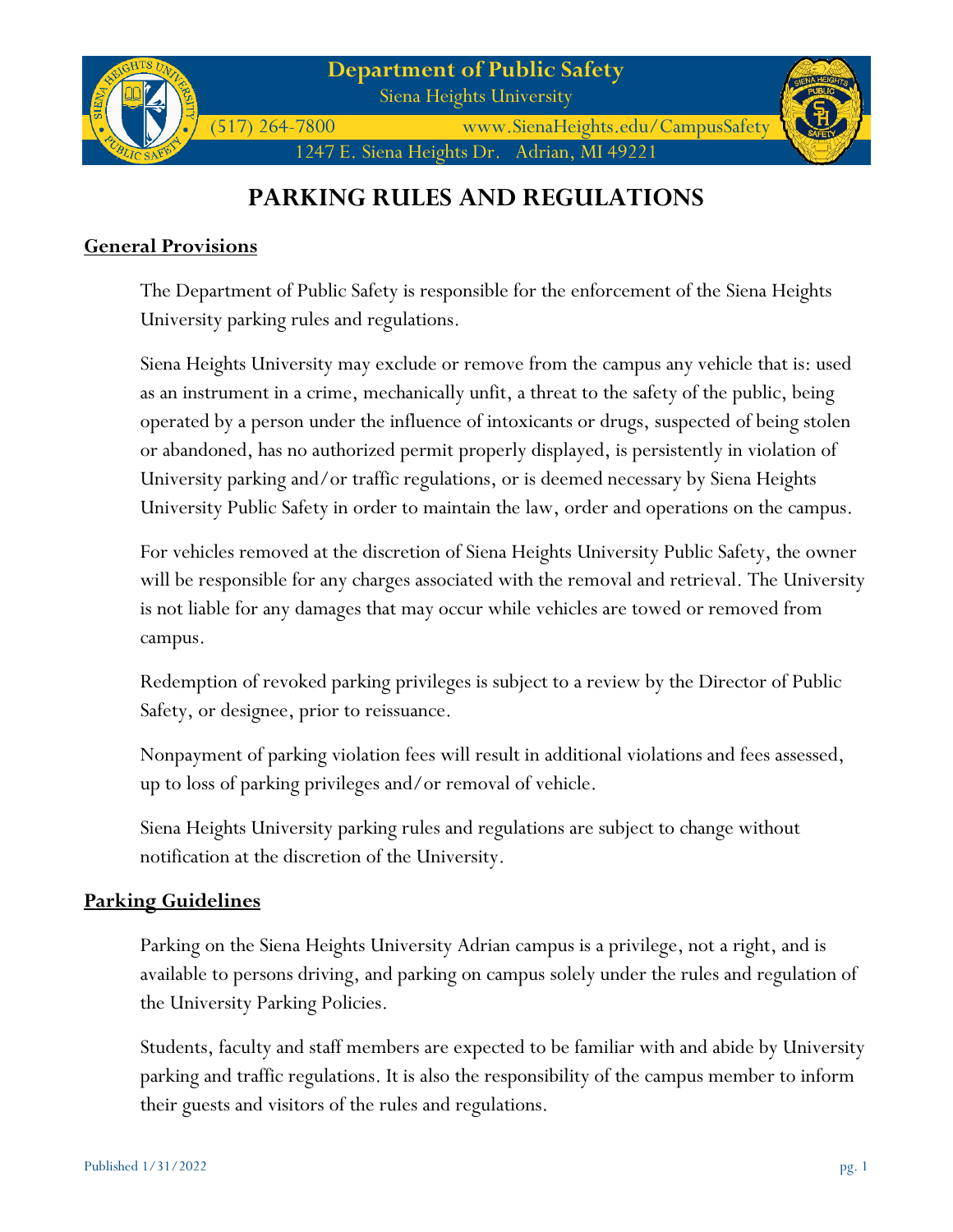Department of Public Safety
Siena Heights University
(517) 264-7800 www.SienaHeights.edu/CampusSafety
1247 E. Siena Heights Dr. Adrian, MI 49221

# PARKING RULES AND REGULATIONS

## General Provisions

The Department of Public Safety is responsible for the enforcement of the Siena Heights University parking rules and regulations.

Siena Heights University may exclude or remove from the campus any vehicle that is: used as an instrument in a crime, mechanically unfit, a threat to the safety of the public, being operated by a person under the influence of intoxicants or drugs, suspected of being stolen or abandoned, has no authorized permit properly displayed, is persistently in violation of University parking and/or traffic regulations, or is deemed necessary by Siena Heights University Public Safety in order to maintain the law, order and operations on the campus.

For vehicles removed at the discretion of Siena Heights University Public Safety, the owner will be responsible for any charges associated with the removal and retrieval. The University is not liable for any damages that may occur while vehicles are towed or removed from campus.

Redemption of revoked parking privileges is subject to a review by the Director of Public Safety, or designee, prior to reissuance.

Nonpayment of parking violation fees will result in additional violations and fees assessed, up to loss of parking privileges and/or removal of vehicle.

Siena Heights University parking rules and regulations are subject to change without notification at the discretion of the University.

## Parking Guidelines

Parking on the Siena Heights University Adrian campus is a privilege, not a right, and is available to persons driving, and parking on campus solely under the rules and regulation of the University Parking Policies.

Students, faculty and staff members are expected to be familiar with and abide by University parking and traffic regulations. It is also the responsibility of the campus member to inform their guests and visitors of the rules and regulations.

Published 1/31/2022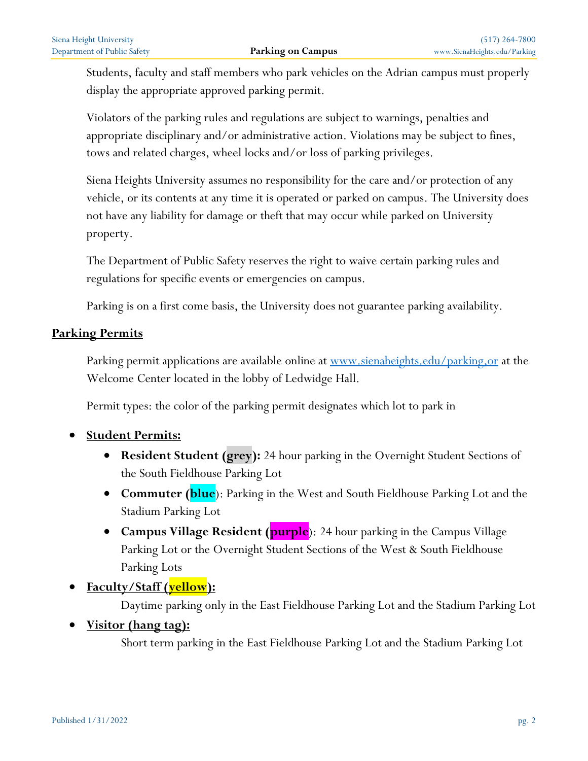Students, faculty and staff members who park vehicles on the Adrian campus must properly display the appropriate approved parking permit.

Violators of the parking rules and regulations are subject to warnings, penalties and appropriate disciplinary and/or administrative action. Violations may be subject to fines, tows and related charges, wheel locks and/or loss of parking privileges.

Siena Heights University assumes no responsibility for the care and/or protection of any vehicle, or its contents at any time it is operated or parked on campus. The University does not have any liability for damage or theft that may occur while parked on University property.

The Department of Public Safety reserves the right to waive certain parking rules and regulations for specific events or emergencies on campus.

Parking is on a first come basis, the University does not guarantee parking availability.

## Parking Permits

Parking permit applications are available online at [www.sienaheights.edu/parking,or](www.sienaheights.edu/parking) at the Welcome Center located in the lobby of Ledwidge Hall.

Permit types: the color of the parking permit designates which lot to park in

- **Student Permits:**
  - **Resident Student (grey):** 24 hour parking in the Overnight Student Sections of the South Fieldhouse Parking Lot
  - **Commuter (blue)**: Parking in the West and South Fieldhouse Parking Lot and the Stadium Parking Lot
  - **Campus Village Resident (purple)**: 24 hour parking in the Campus Village Parking Lot or the Overnight Student Sections of the West & South Fieldhouse Parking Lots
- **Faculty/Staff (yellow):**

  Daytime parking only in the East Fieldhouse Parking Lot and the Stadium Parking Lot
- **Visitor (hang tag):**

  Short term parking in the East Fieldhouse Parking Lot and the Stadium Parking Lot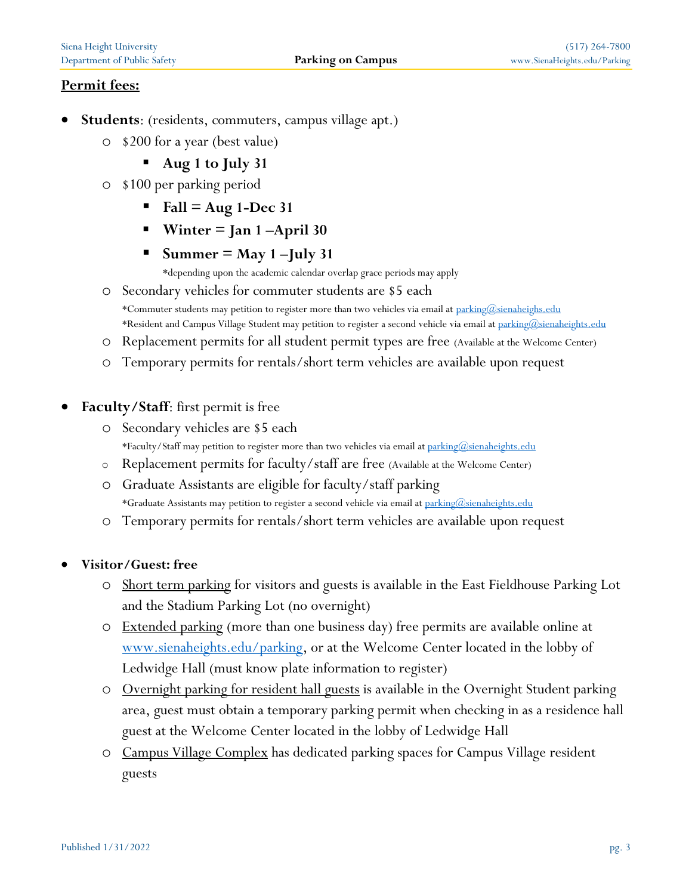**Permit fees:**

- **Students**: (residents, commuters, campus village apt.)
  - $200 for a year (best value)
    - **Aug 1 to July 31**
  - $100 per parking period
    - **Fall = Aug 1-Dec 31**
    - **Winter = Jan 1 –April 30**
    - **Summer = May 1 –July 31**

      *depending upon the academic calendar overlap grace periods may apply
  - Secondary vehicles for commuter students are $5 each

    *Commuter students may petition to register more than two vehicles via email at parking@sienaheighs.edu

    *Resident and Campus Village Student may petition to register a second vehicle via email at parking@sienaheights.edu
  - Replacement permits for all student permit types are free (Available at the Welcome Center)
  - Temporary permits for rentals/short term vehicles are available upon request

- **Faculty/Staff**: first permit is free
  - Secondary vehicles are $5 each

    *Faculty/Staff may petition to register more than two vehicles via email at parking@sienaheights.edu
  - Replacement permits for faculty/staff are free (Available at the Welcome Center)
  - Graduate Assistants are eligible for faculty/staff parking

    *Graduate Assistants may petition to register a second vehicle via email at parking@sienaheights.edu
  - Temporary permits for rentals/short term vehicles are available upon request

- **Visitor/Guest: free**
  - Short term parking for visitors and guests is available in the East Fieldhouse Parking Lot and the Stadium Parking Lot (no overnight)
  - Extended parking (more than one business day) free permits are available online at www.sienaheights.edu/parking, or at the Welcome Center located in the lobby of Ledwidge Hall (must know plate information to register)
  - Overnight parking for resident hall guests is available in the Overnight Student parking area, guest must obtain a temporary parking permit when checking in as a residence hall guest at the Welcome Center located in the lobby of Ledwidge Hall
  - Campus Village Complex has dedicated parking spaces for Campus Village resident guests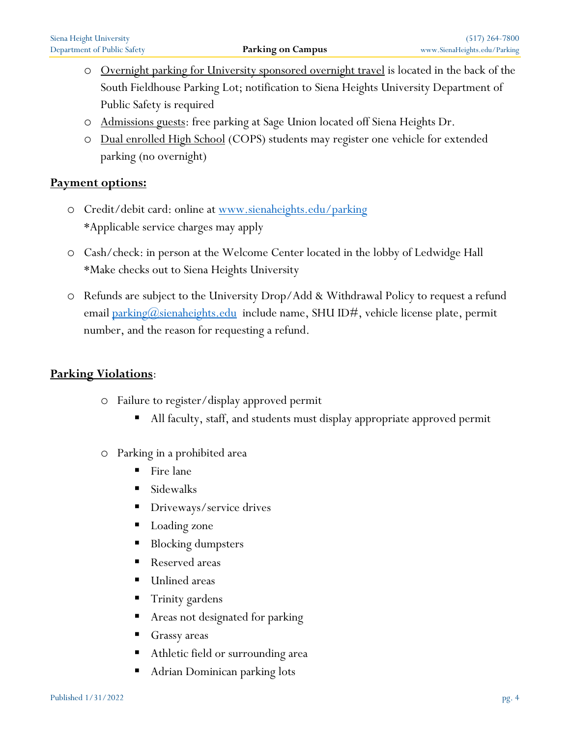- Overnight parking for University sponsored overnight travel is located in the back of the South Fieldhouse Parking Lot; notification to Siena Heights University Department of Public Safety is required
- Admissions guests: free parking at Sage Union located off Siena Heights Dr.
- Dual enrolled High School (COPS) students may register one vehicle for extended parking (no overnight)

## Payment options:

- Credit/debit card: online at [www.sienaheights.edu/parking](www.sienaheights.edu/parking)
  *Applicable service charges may apply

- Cash/check: in person at the Welcome Center located in the lobby of Ledwidge Hall
  *Make checks out to Siena Heights University

- Refunds are subject to the University Drop/Add & Withdrawal Policy to request a refund email [parking@sienaheights.edu](mailto:parking@sienaheights.edu) include name, SHU ID#, vehicle license plate, permit number, and the reason for requesting a refund.

## Parking Violations:

- Failure to register/display approved permit
  - All faculty, staff, and students must display appropriate approved permit

- Parking in a prohibited area
  - Fire lane
  - Sidewalks
  - Driveways/service drives
  - Loading zone
  - Blocking dumpsters
  - Reserved areas
  - Unlined areas
  - Trinity gardens
  - Areas not designated for parking
  - Grassy areas
  - Athletic field or surrounding area
  - Adrian Dominican parking lots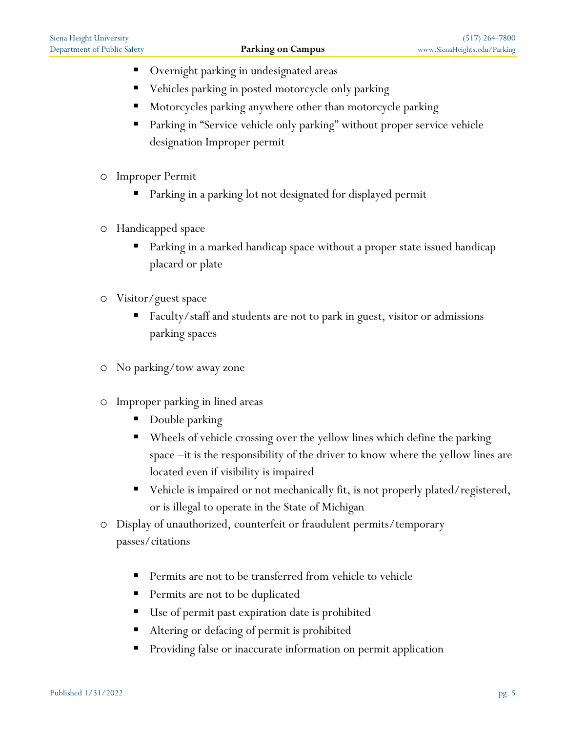- Overnight parking in undesignated areas
    - Vehicles parking in posted motorcycle only parking
    - Motorcycles parking anywhere other than motorcycle parking
    - Parking in "Service vehicle only parking" without proper service vehicle designation Improper permit

- Improper Permit
    - Parking in a parking lot not designated for displayed permit

- Handicapped space
    - Parking in a marked handicap space without a proper state issued handicap placard or plate

- Visitor/guest space
    - Faculty/staff and students are not to park in guest, visitor or admissions parking spaces

- No parking/tow away zone

- Improper parking in lined areas
    - Double parking
    - Wheels of vehicle crossing over the yellow lines which define the parking space –it is the responsibility of the driver to know where the yellow lines are located even if visibility is impaired
    - Vehicle is impaired or not mechanically fit, is not properly plated/registered, or is illegal to operate in the State of Michigan
- Display of unauthorized, counterfeit or fraudulent permits/temporary passes/citations

    - Permits are not to be transferred from vehicle to vehicle
    - Permits are not to be duplicated
    - Use of permit past expiration date is prohibited
    - Altering or defacing of permit is prohibited
    - Providing false or inaccurate information on permit application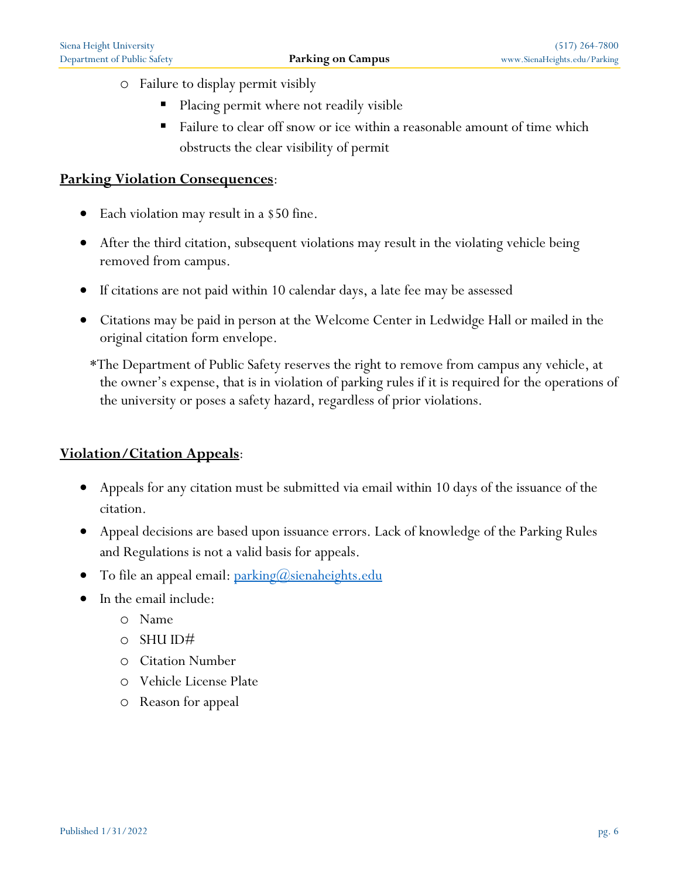- Failure to display permit visibly
  - Placing permit where not readily visible
  - Failure to clear off snow or ice within a reasonable amount of time which obstructs the clear visibility of permit

**Parking Violation Consequences**:

- Each violation may result in a $50 fine.
- After the third citation, subsequent violations may result in the violating vehicle being removed from campus.
- If citations are not paid within 10 calendar days, a late fee may be assessed
- Citations may be paid in person at the Welcome Center in Ledwidge Hall or mailed in the original citation form envelope.

*The Department of Public Safety reserves the right to remove from campus any vehicle, at the owner's expense, that is in violation of parking rules if it is required for the operations of the university or poses a safety hazard, regardless of prior violations.

**Violation/Citation Appeals**:

- Appeals for any citation must be submitted via email within 10 days of the issuance of the citation.
- Appeal decisions are based upon issuance errors. Lack of knowledge of the Parking Rules and Regulations is not a valid basis for appeals.
- To file an appeal email: parking@sienaheights.edu
- In the email include:
  - Name
  - SHU ID#
  - Citation Number
  - Vehicle License Plate
  - Reason for appeal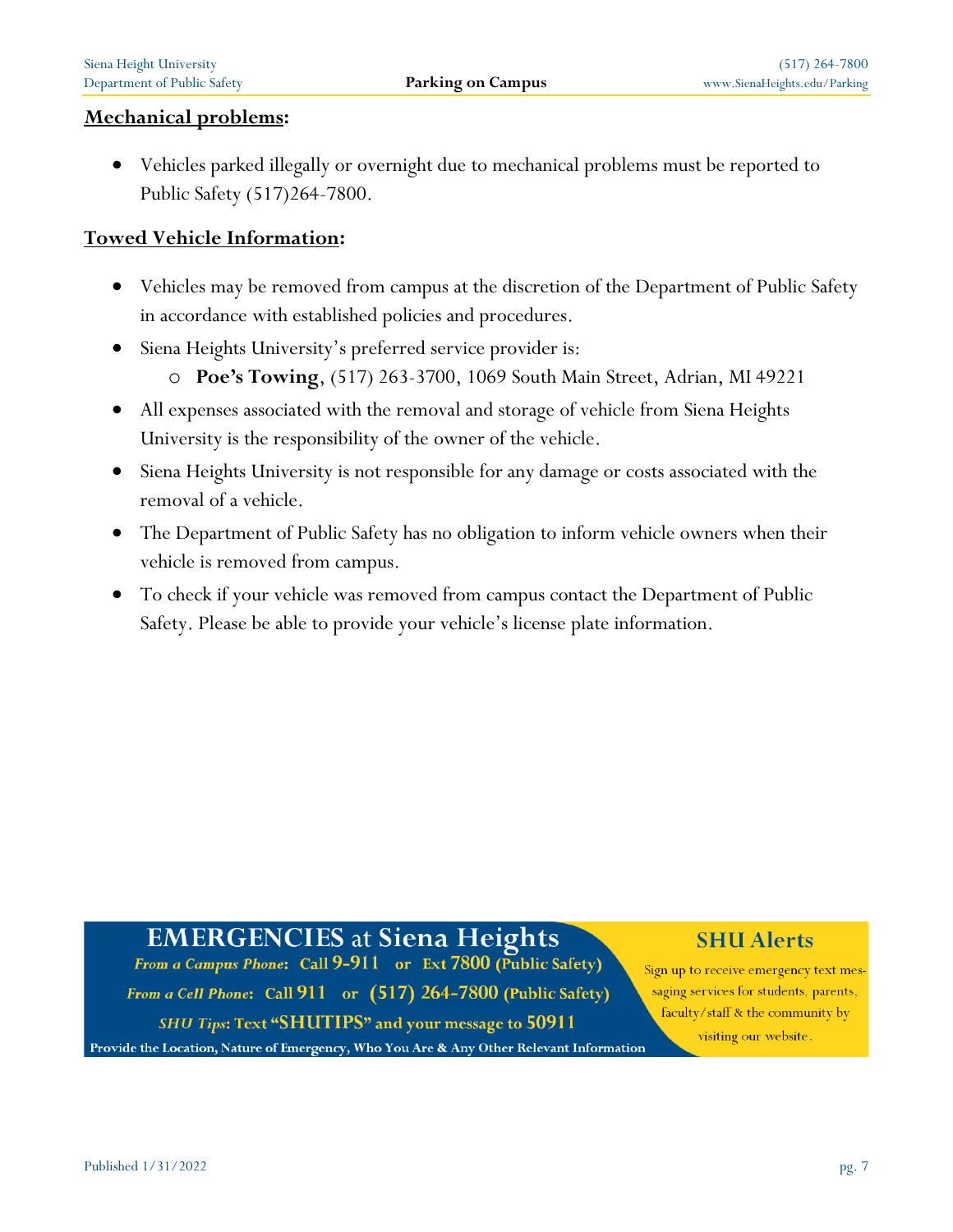**Mechanical problems:**

- Vehicles parked illegally or overnight due to mechanical problems must be reported to Public Safety (517)264-7800.

**Towed Vehicle Information:**

- Vehicles may be removed from campus at the discretion of the Department of Public Safety in accordance with established policies and procedures.
- Siena Heights University's preferred service provider is:
  - **Poe's Towing**, (517) 263-3700, 1069 South Main Street, Adrian, MI 49221
- All expenses associated with the removal and storage of vehicle from Siena Heights University is the responsibility of the owner of the vehicle.
- Siena Heights University is not responsible for any damage or costs associated with the removal of a vehicle.
- The Department of Public Safety has no obligation to inform vehicle owners when their vehicle is removed from campus.
- To check if your vehicle was removed from campus contact the Department of Public Safety. Please be able to provide your vehicle's license plate information.

**EMERGENCIES at Siena Heights**

*From a Campus Phone*: Call 9-911 or Ext 7800 (Public Safety)

*From a Cell Phone*: Call 911 or (517) 264-7800 (Public Safety)

*SHU Tips*: Text "SHUTIPS" and your message to 50911

Provide the Location, Nature of Emergency, Who You Are & Any Other Relevant Information

**SHU Alerts**

Sign up to receive emergency text messaging services for students, parents, faculty/staff & the community by visiting our website.

Published 1/31/2022